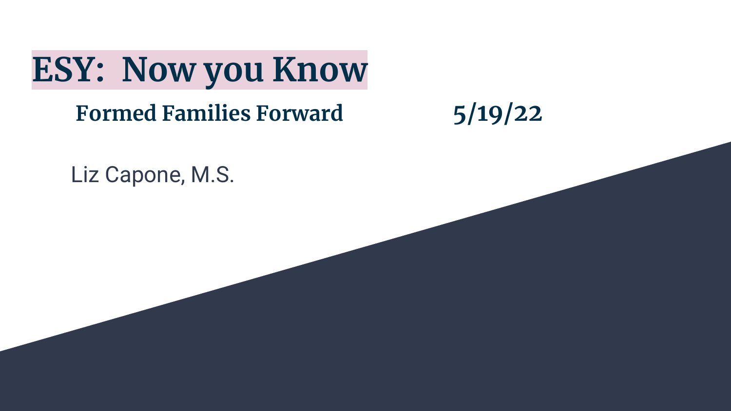# ESY: Now you Know

**Formed Families Forward** **5/19/22**

Liz Capone, M.S.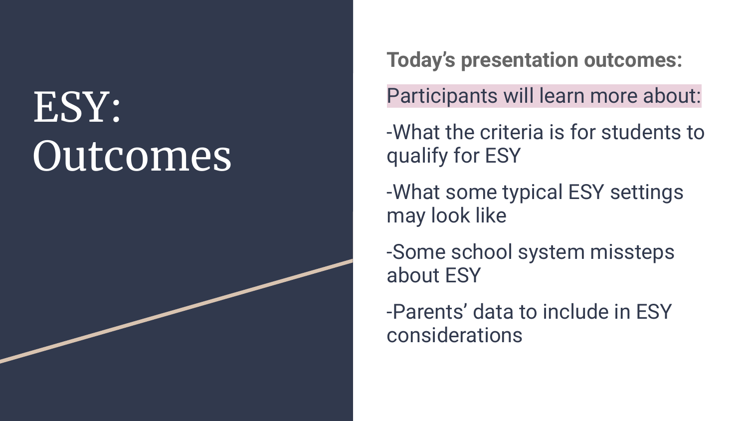# ESY: Outcomes

**Today's presentation outcomes:**

Participants will learn more about:

-What the criteria is for students to qualify for ESY

-What some typical ESY settings may look like

-Some school system missteps about ESY

-Parents' data to include in ESY considerations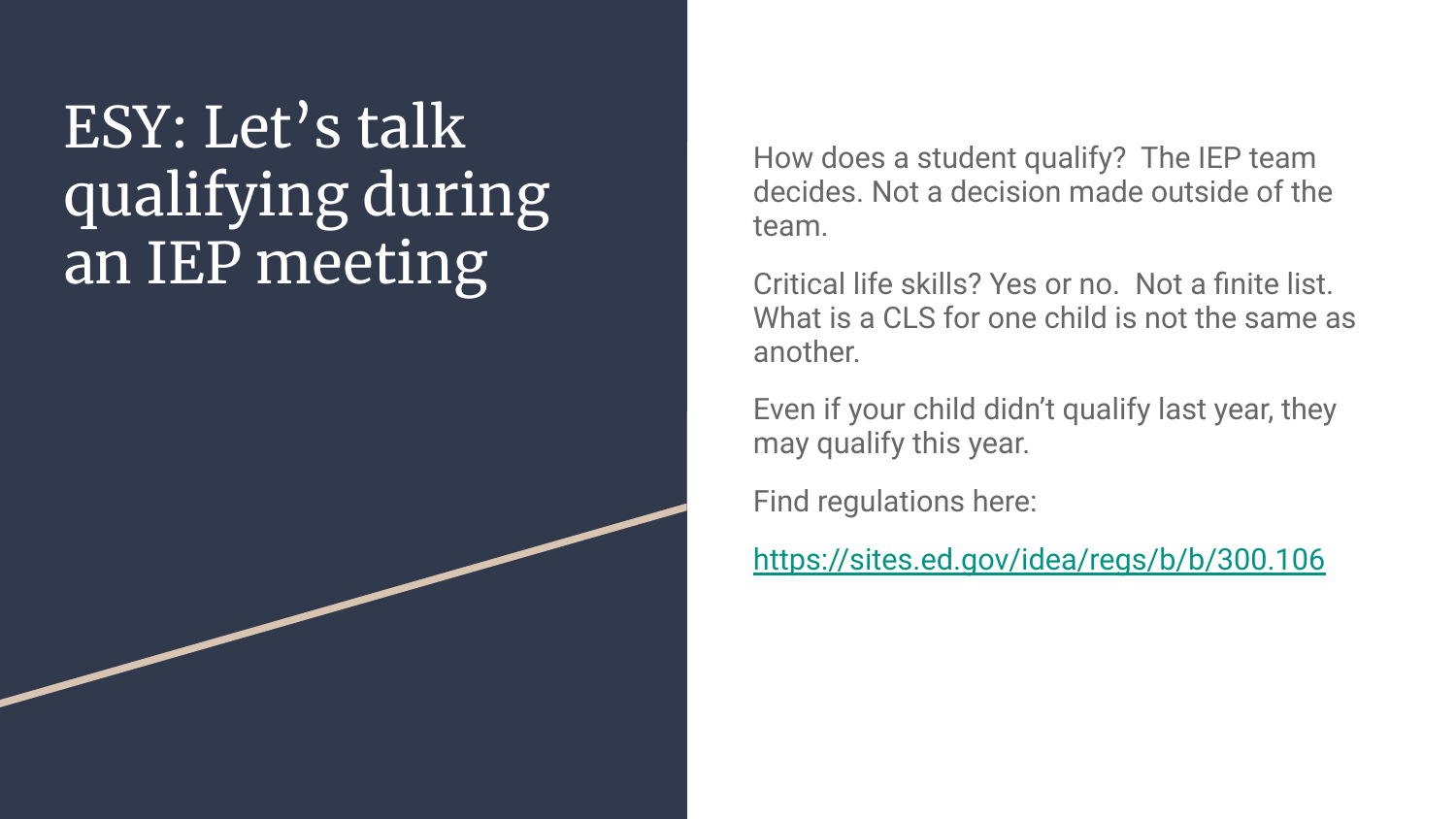# ESY: Let's talk qualifying during an IEP meeting

How does a student qualify? The IEP team decides. Not a decision made outside of the team.

Critical life skills? Yes or no. Not a finite list. What is a CLS for one child is not the same as another.

Even if your child didn't qualify last year, they may qualify this year.

Find regulations here:

https://sites.ed.gov/idea/regs/b/b/300.106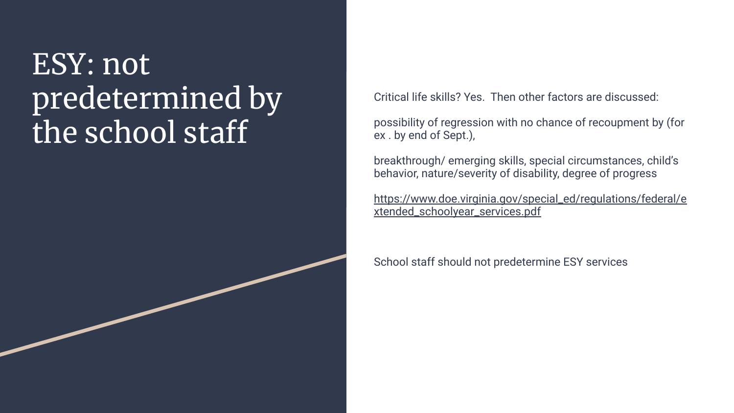# ESY: not predetermined by the school staff

Critical life skills? Yes. Then other factors are discussed:

possibility of regression with no chance of recoupment by (for ex . by end of Sept.),

breakthrough/ emerging skills, special circumstances, child's behavior, nature/severity of disability, degree of progress

https://www.doe.virginia.gov/special_ed/regulations/federal/extended_schoolyear_services.pdf

School staff should not predetermine ESY services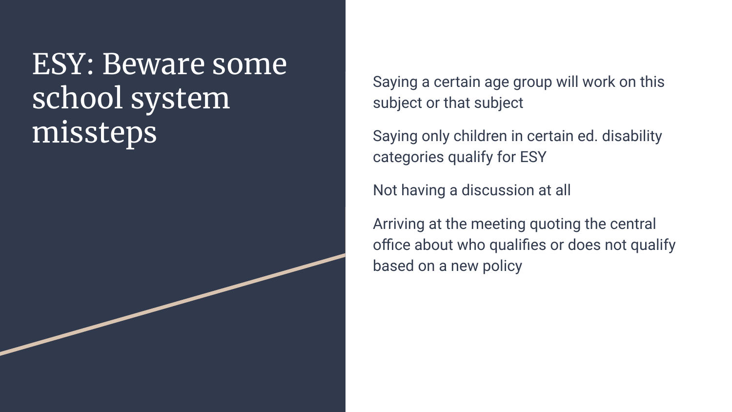# ESY: Beware some school system missteps

Saying a certain age group will work on this subject or that subject

Saying only children in certain ed. disability categories qualify for ESY

Not having a discussion at all

Arriving at the meeting quoting the central office about who qualifies or does not qualify based on a new policy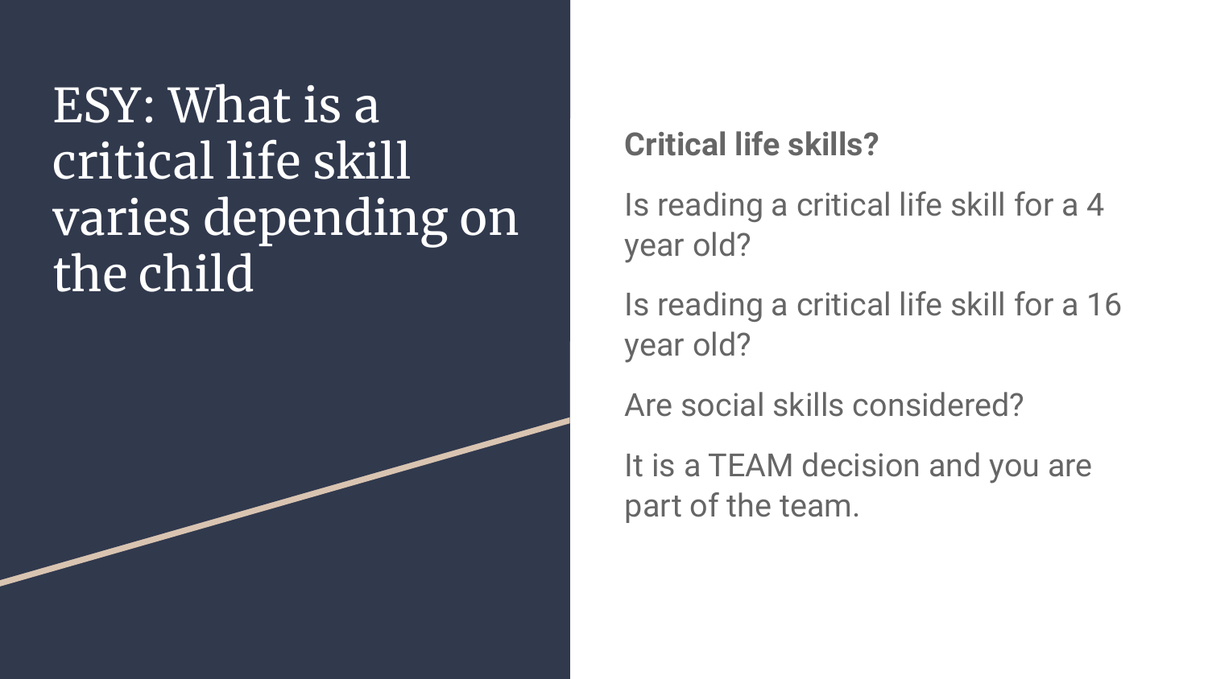# ESY: What is a critical life skill varies depending on the child

**Critical life skills?**

Is reading a critical life skill for a 4 year old?

Is reading a critical life skill for a 16 year old?

Are social skills considered?

It is a TEAM decision and you are part of the team.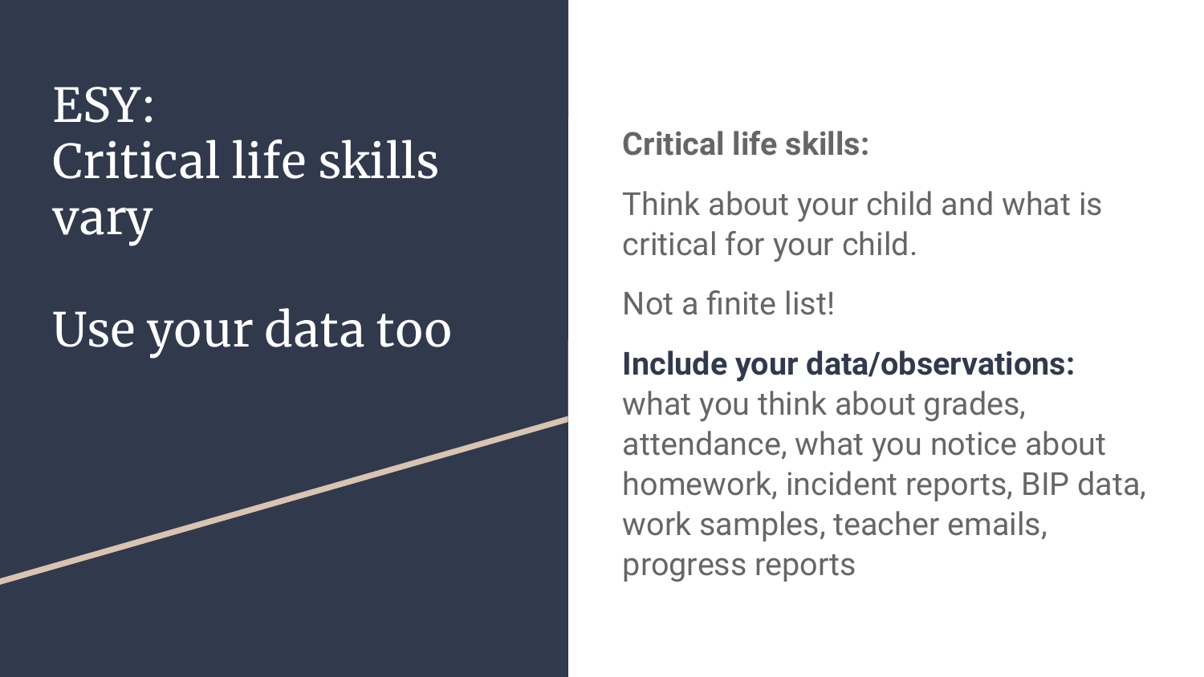# ESY: Critical life skills vary

# Use your data too

**Critical life skills:**

Think about your child and what is critical for your child.

Not a finite list!

**Include your data/observations:** what you think about grades, attendance, what you notice about homework, incident reports, BIP data, work samples, teacher emails, progress reports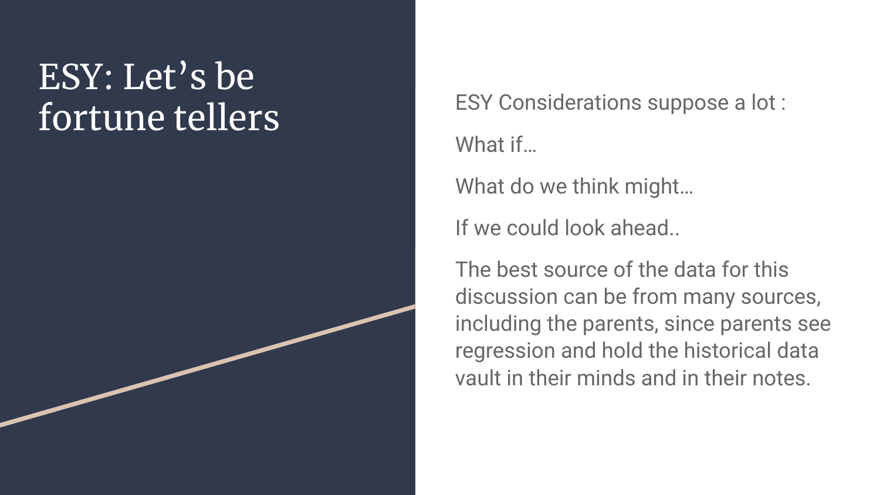# ESY: Let's be fortune tellers

ESY Considerations suppose a lot :

What if…

What do we think might…

If we could look ahead..

The best source of the data for this discussion can be from many sources, including the parents, since parents see regression and hold the historical data vault in their minds and in their notes.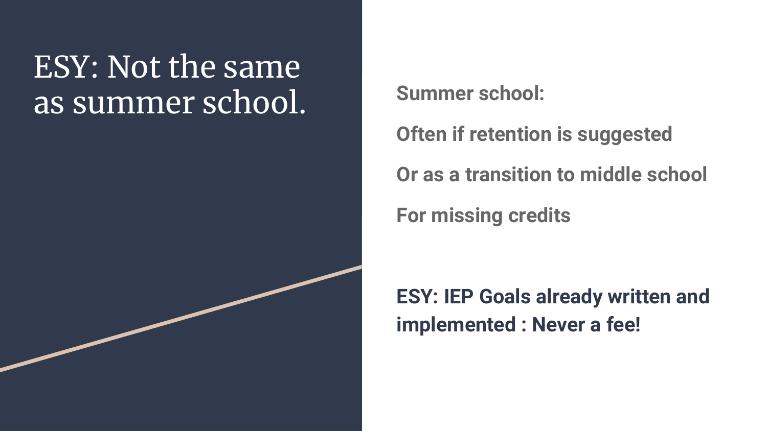# ESY: Not the same as summer school.

**Summer school:**

**Often if retention is suggested**

**Or as a transition to middle school**

**For missing credits**

**ESY: IEP Goals already written and implemented : Never a fee!**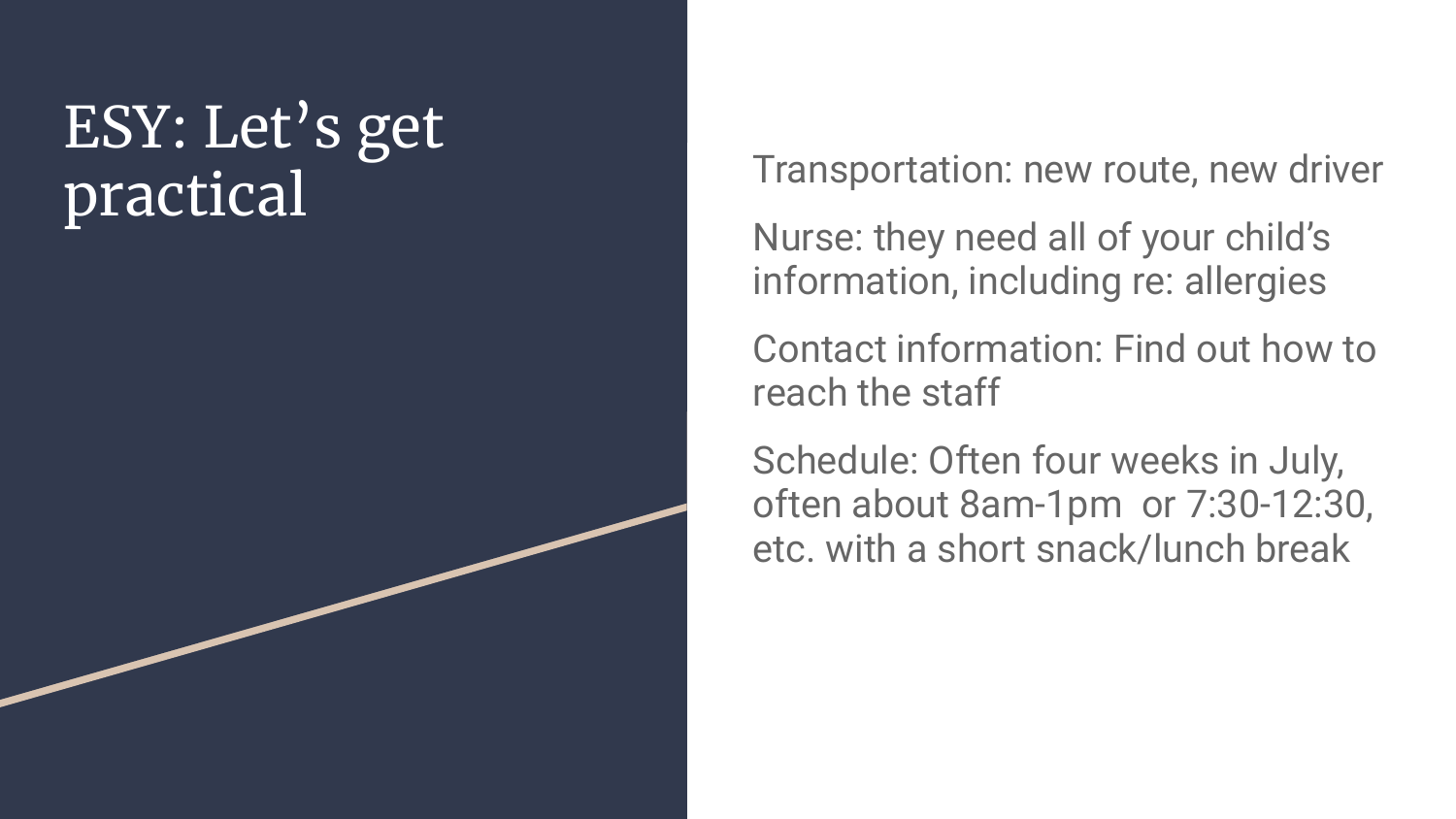# ESY: Let's get practical

Transportation: new route, new driver

Nurse: they need all of your child's information, including re: allergies

Contact information: Find out how to reach the staff

Schedule: Often four weeks in July, often about 8am-1pm  or 7:30-12:30, etc. with a short snack/lunch break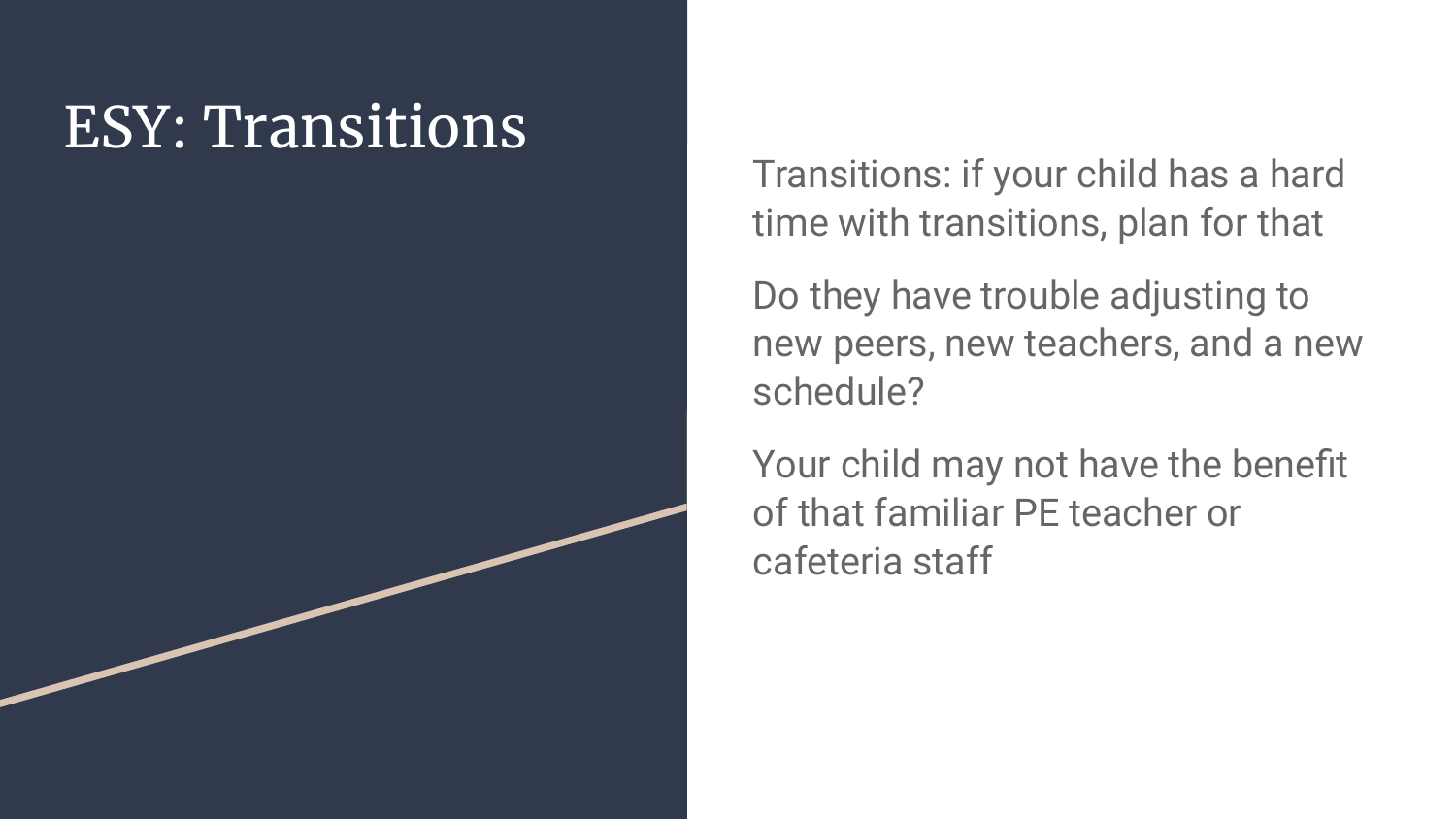# ESY: Transitions

Transitions: if your child has a hard time with transitions, plan for that

Do they have trouble adjusting to new peers, new teachers, and a new schedule?

Your child may not have the benefit of that familiar PE teacher or cafeteria staff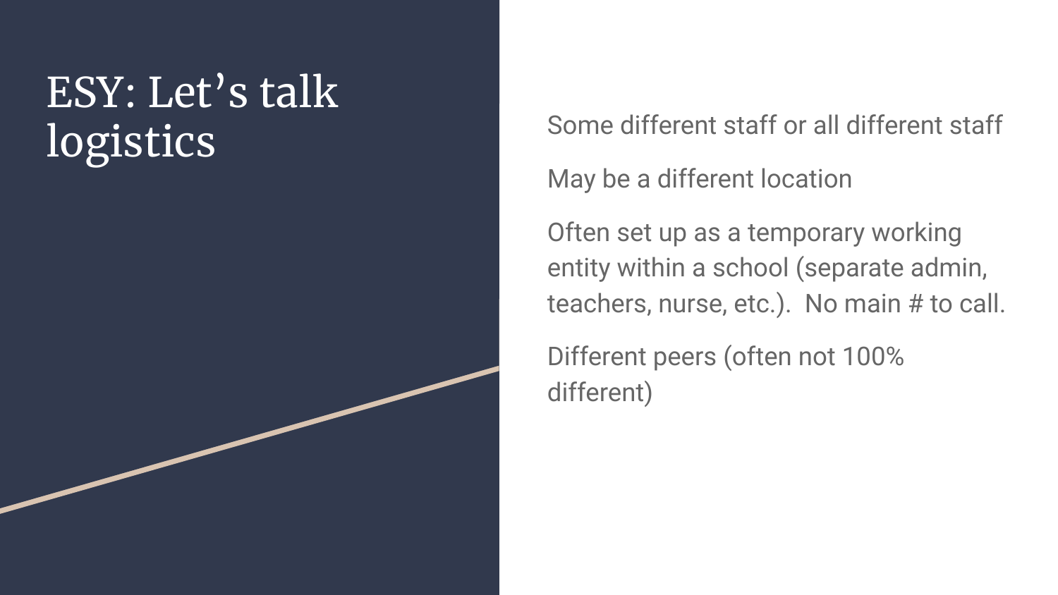# ESY: Let's talk logistics

Some different staff or all different staff

May be a different location

Often set up as a temporary working entity within a school (separate admin, teachers, nurse, etc.). No main # to call.

Different peers (often not 100% different)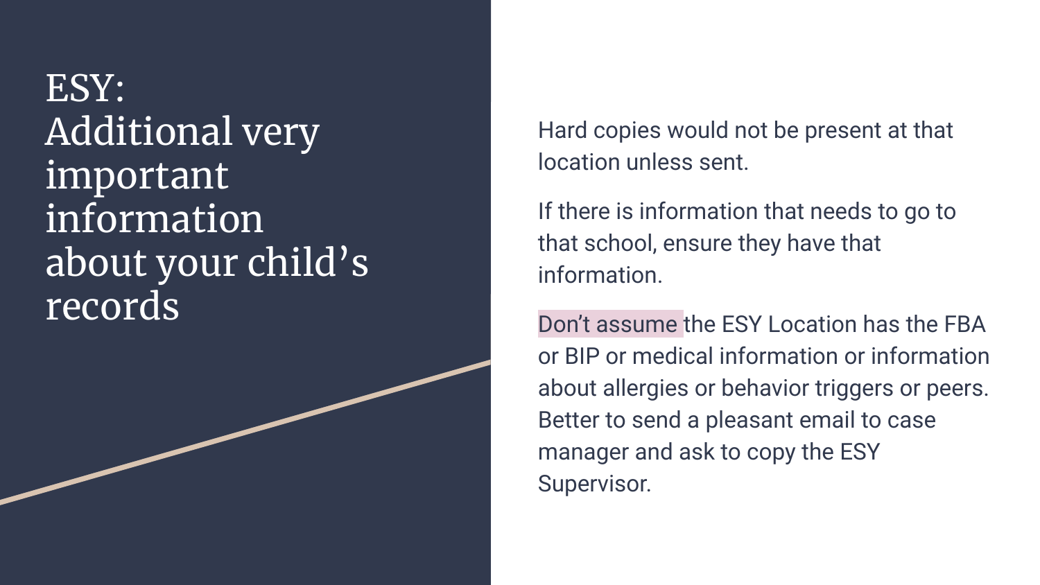# ESY: Additional very important information about your child's records

Hard copies would not be present at that location unless sent.

If there is information that needs to go to that school, ensure they have that information.

Don't assume the ESY Location has the FBA or BIP or medical information or information about allergies or behavior triggers or peers. Better to send a pleasant email to case manager and ask to copy the ESY Supervisor.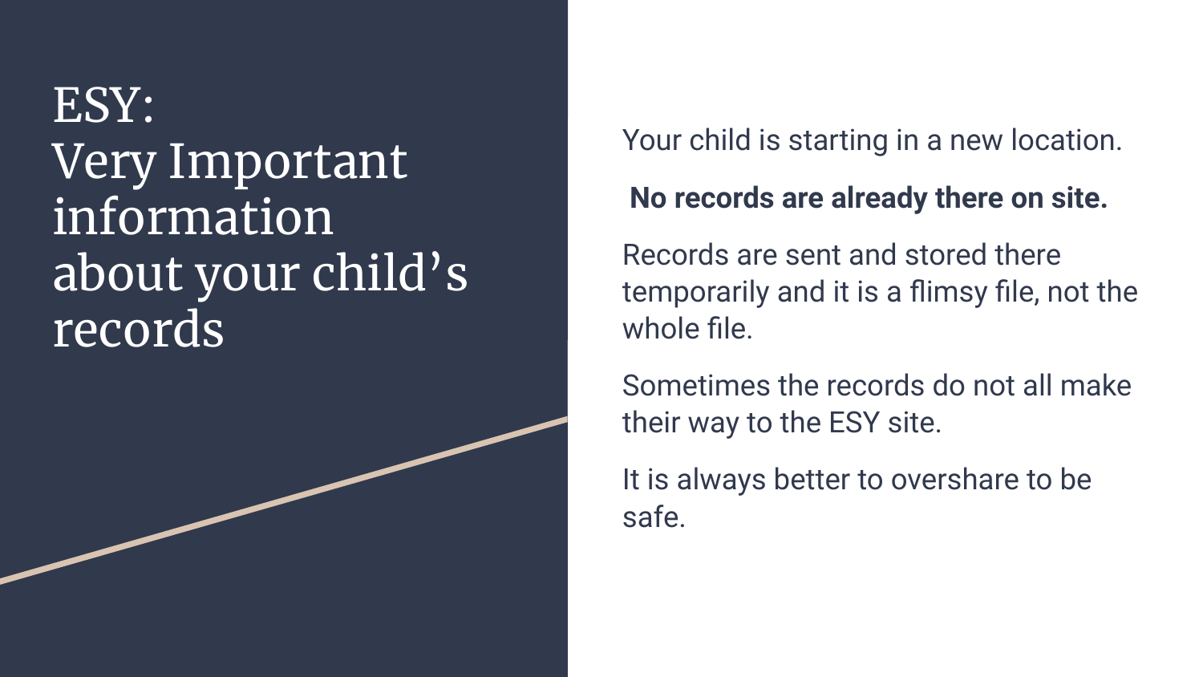# ESY: Very Important information about your child's records

Your child is starting in a new location.

**No records are already there on site.**

Records are sent and stored there temporarily and it is a flimsy file, not the whole file.

Sometimes the records do not all make their way to the ESY site.

It is always better to overshare to be safe.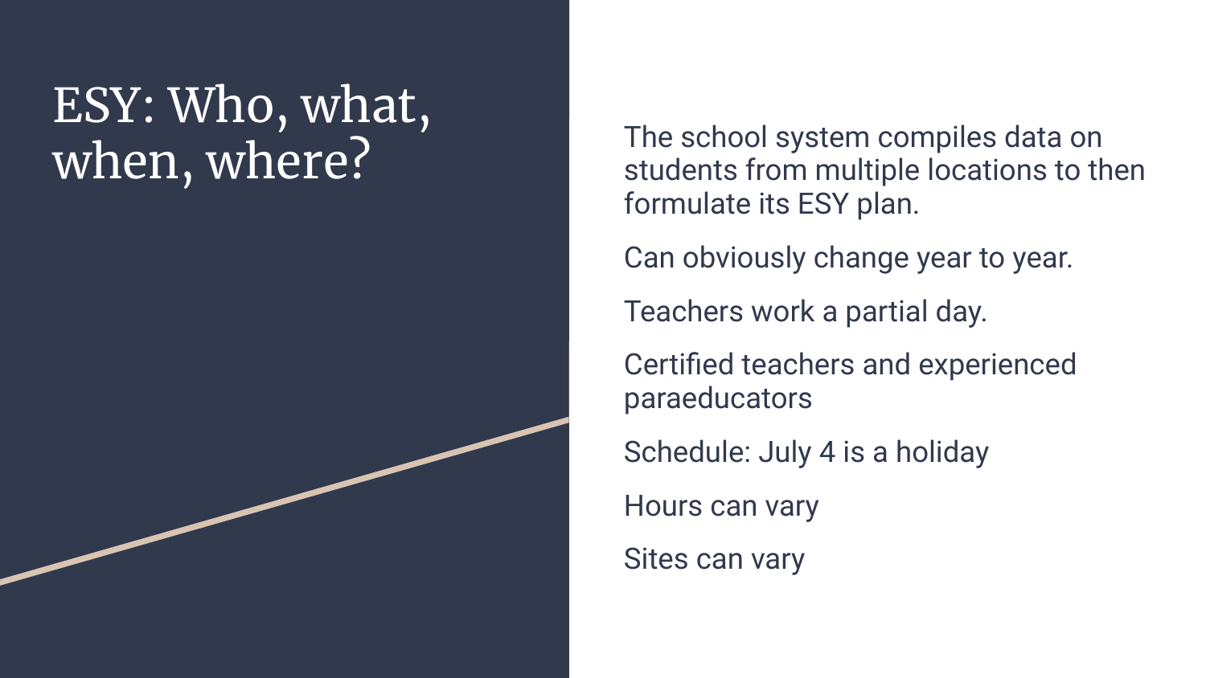# ESY: Who, what, when, where?

The school system compiles data on students from multiple locations to then formulate its ESY plan.

Can obviously change year to year.

Teachers work a partial day.

Certified teachers and experienced paraeducators

Schedule: July 4 is a holiday

Hours can vary

Sites can vary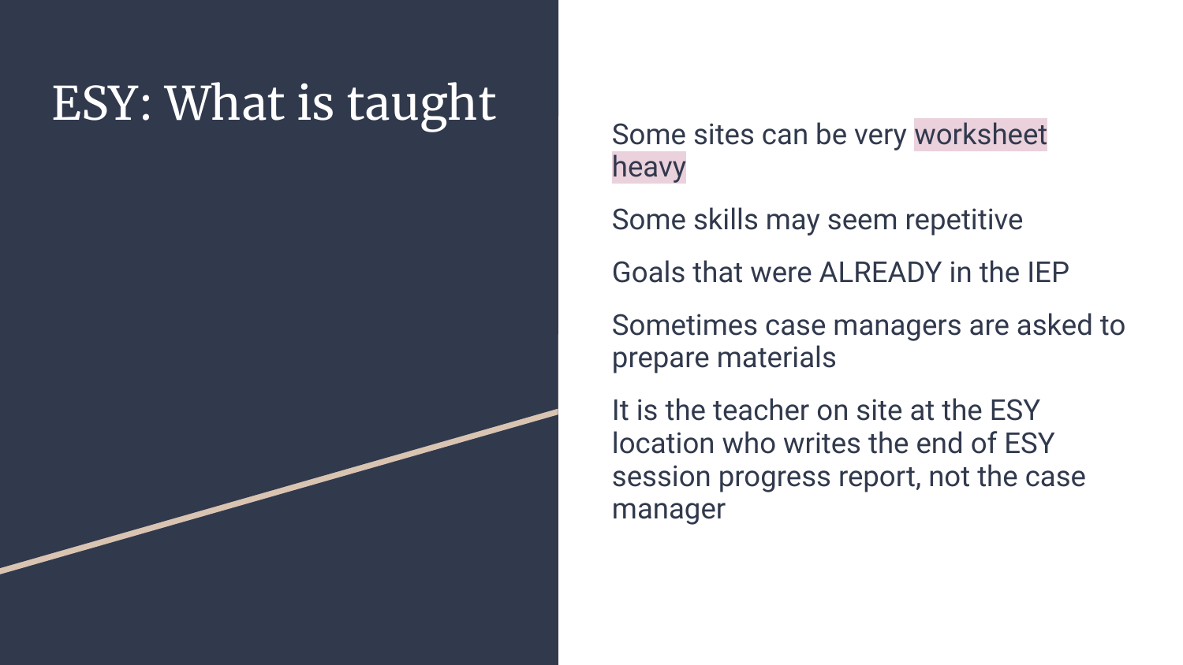# ESY: What is taught

Some sites can be very worksheet heavy

Some skills may seem repetitive

Goals that were ALREADY in the IEP

Sometimes case managers are asked to prepare materials

It is the teacher on site at the ESY location who writes the end of ESY session progress report, not the case manager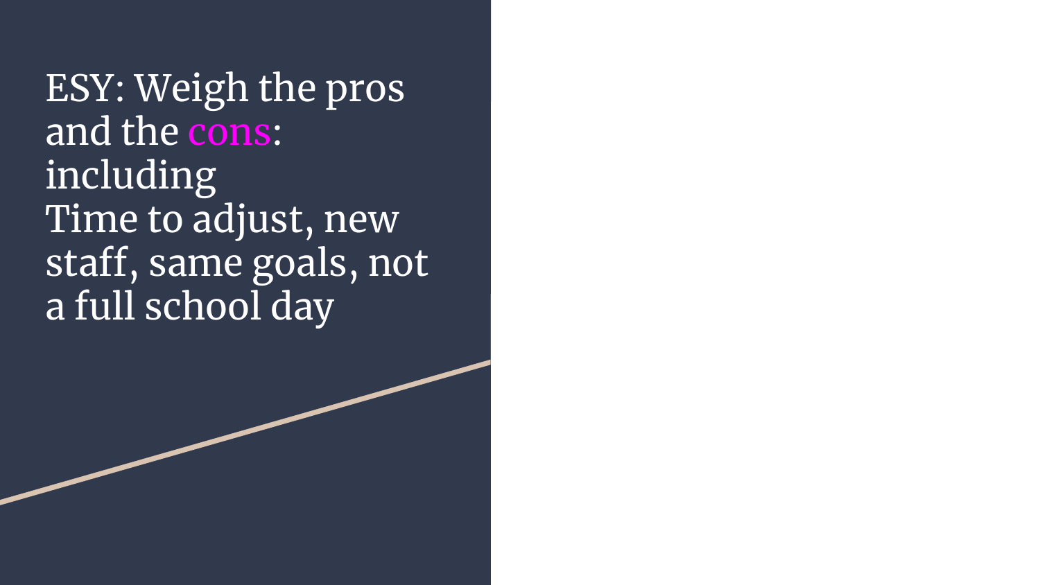# ESY: Weigh the pros and the cons: including Time to adjust, new staff, same goals, not a full school day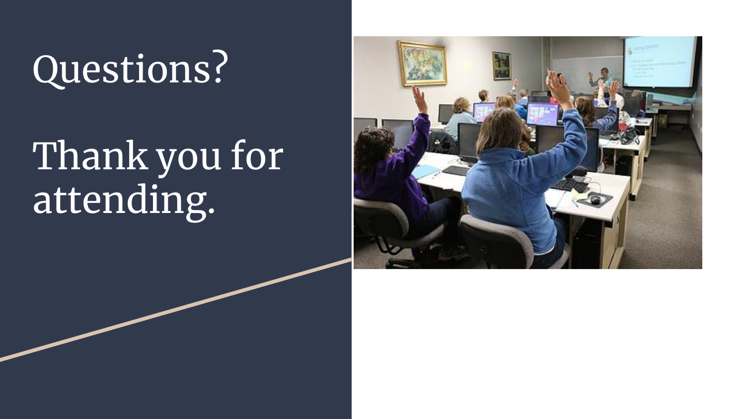# Questions?

# Thank you for attending.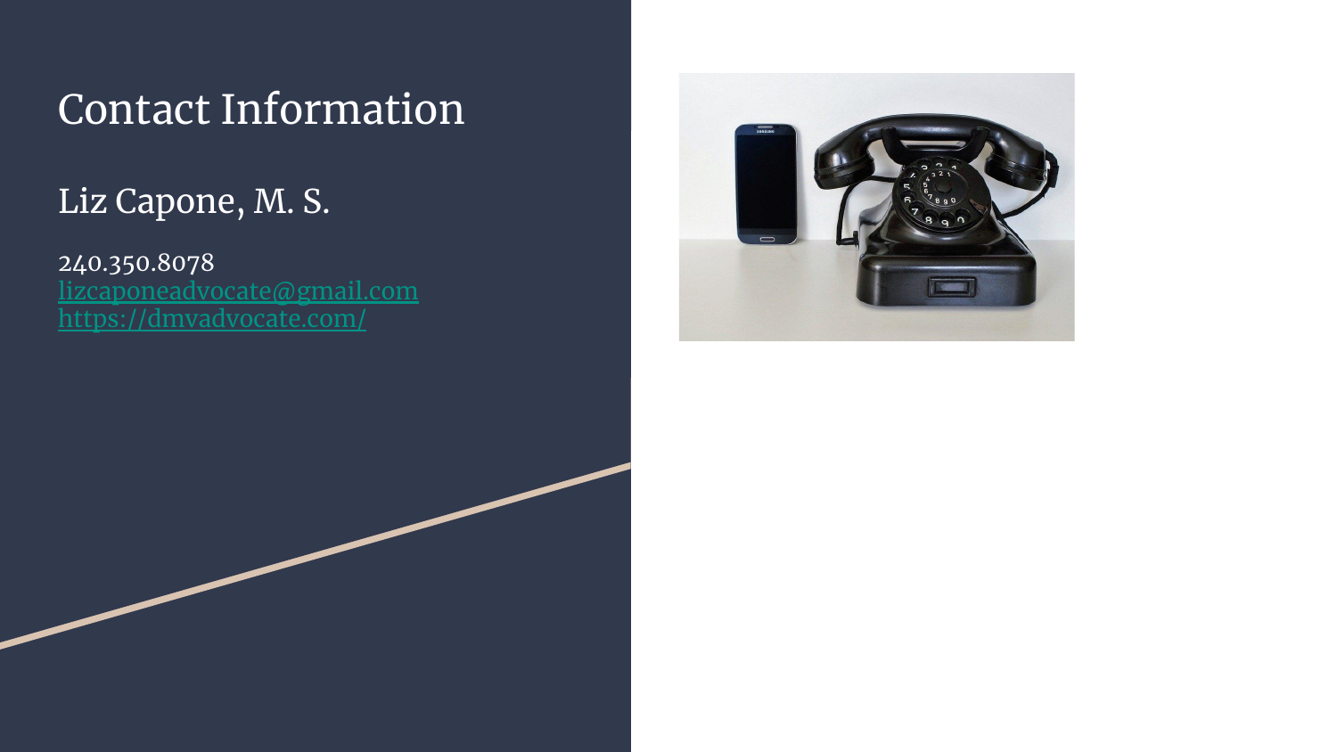# Contact Information

## Liz Capone, M. S.

240.350.8078
[lizcaponeadvocate@gmail.com](mailto:lizcaponeadvocate@gmail.com)
[https://dmvadvocate.com/](https://dmvadvocate.com/)